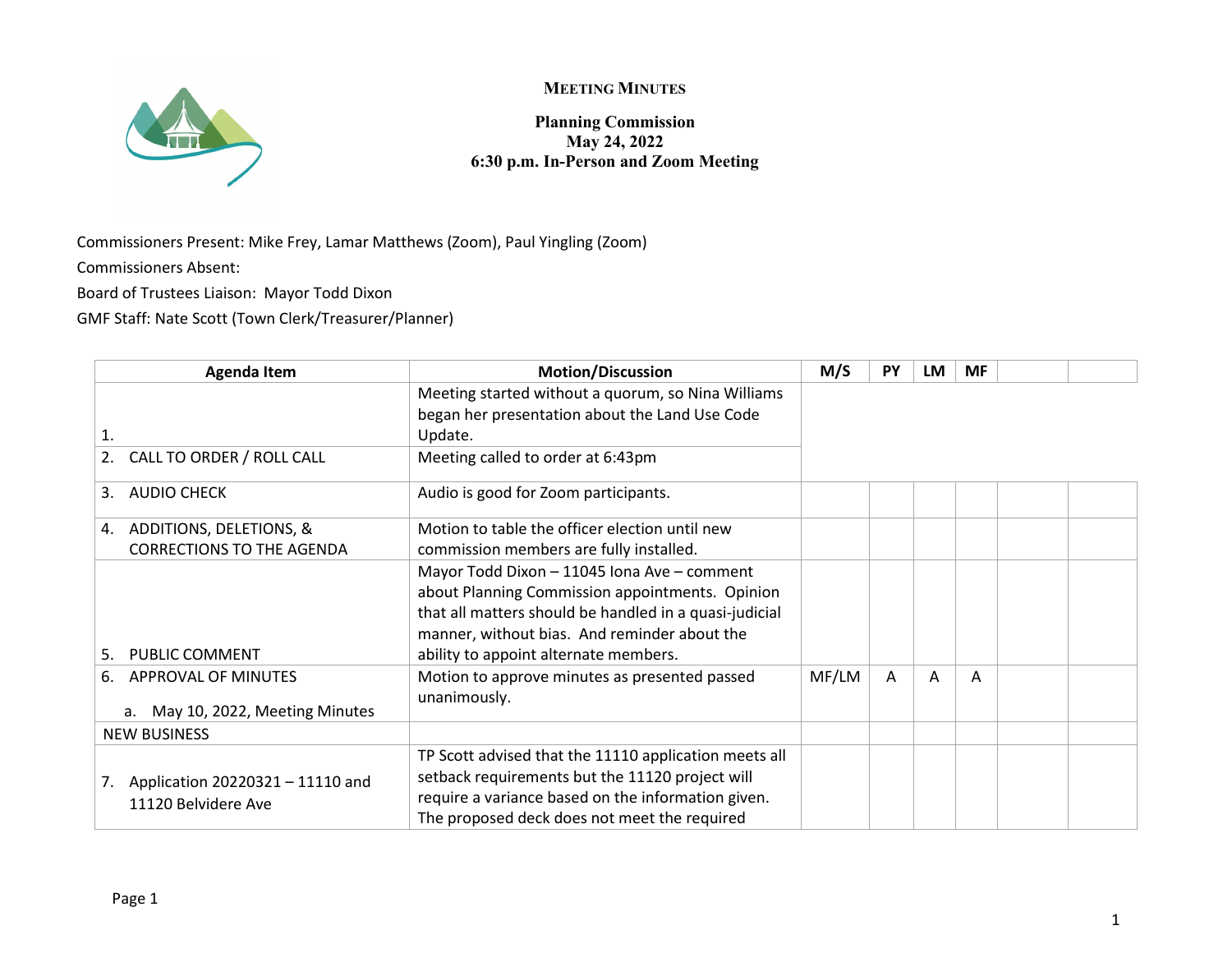# MEETING MINUTES

**Planning Commission**
**May 24, 2022**
**6:30 p.m. In-Person and Zoom Meeting**

Commissioners Present: Mike Frey, Lamar Matthews (Zoom), Paul Yingling (Zoom)

Commissioners Absent:

Board of Trustees Liaison: Mayor Todd Dixon

GMF Staff: Nate Scott (Town Clerk/Treasurer/Planner)

| Agenda Item | Motion/Discussion | M/S | PY | LM | MF | | |
|---|---|---|---|---|---|---|---|
| 1. | Meeting started without a quorum, so Nina Williams began her presentation about the Land Use Code Update. | | | | | | |
| 2. CALL TO ORDER / ROLL CALL | Meeting called to order at 6:43pm | | | | | | |
| 3. AUDIO CHECK | Audio is good for Zoom participants. | | | | | | |
| 4. ADDITIONS, DELETIONS, & CORRECTIONS TO THE AGENDA | Motion to table the officer election until new commission members are fully installed. | | | | | | |
| 5. PUBLIC COMMENT | Mayor Todd Dixon – 11045 Iona Ave – comment about Planning Commission appointments. Opinion that all matters should be handled in a quasi-judicial manner, without bias. And reminder about the ability to appoint alternate members. | | | | | | |
| 6. APPROVAL OF MINUTES<br>a. May 10, 2022, Meeting Minutes | Motion to approve minutes as presented passed unanimously. | MF/LM | A | A | A | | |
| NEW BUSINESS | | | | | | | |
| 7. Application 20220321 – 11110 and 11120 Belvidere Ave | TP Scott advised that the 11110 application meets all setback requirements but the 11120 project will require a variance based on the information given. The proposed deck does not meet the required | | | | | | |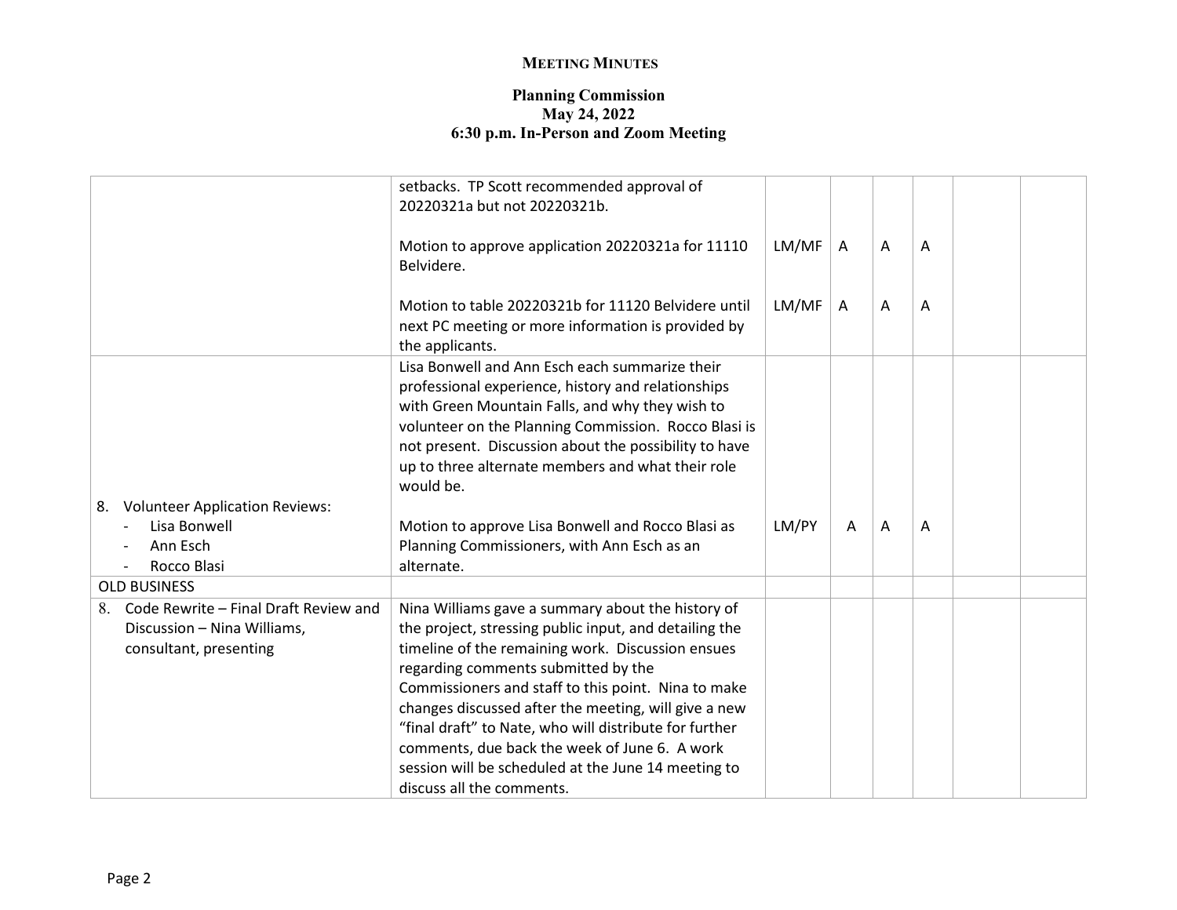**MEETING MINUTES**

**Planning Commission**
**May 24, 2022**
**6:30 p.m. In-Person and Zoom Meeting**

| | | | | | | | |
|---|---|---|---|---|---|---|---|
| | setbacks. TP Scott recommended approval of 20220321a but not 20220321b.<br><br>Motion to approve application 20220321a for 11110 Belvidere.<br><br>Motion to table 20220321b for 11120 Belvidere until next PC meeting or more information is provided by the applicants. | <br><br>LM/MF<br><br>LM/MF | <br><br>A<br><br>A | <br><br>A<br><br>A | <br><br>A<br><br>A | | |
| 8. Volunteer Application Reviews:<br>- Lisa Bonwell<br>- Ann Esch<br>- Rocco Blasi | Lisa Bonwell and Ann Esch each summarize their professional experience, history and relationships with Green Mountain Falls, and why they wish to volunteer on the Planning Commission. Rocco Blasi is not present. Discussion about the possibility to have up to three alternate members and what their role would be.<br><br>Motion to approve Lisa Bonwell and Rocco Blasi as Planning Commissioners, with Ann Esch as an alternate. | LM/PY | A | A | A | | |
| OLD BUSINESS | | | | | | | |
| 8. Code Rewrite – Final Draft Review and Discussion – Nina Williams, consultant, presenting | Nina Williams gave a summary about the history of the project, stressing public input, and detailing the timeline of the remaining work. Discussion ensues regarding comments submitted by the Commissioners and staff to this point. Nina to make changes discussed after the meeting, will give a new "final draft" to Nate, who will distribute for further comments, due back the week of June 6. A work session will be scheduled at the June 14 meeting to discuss all the comments. | | | | | | |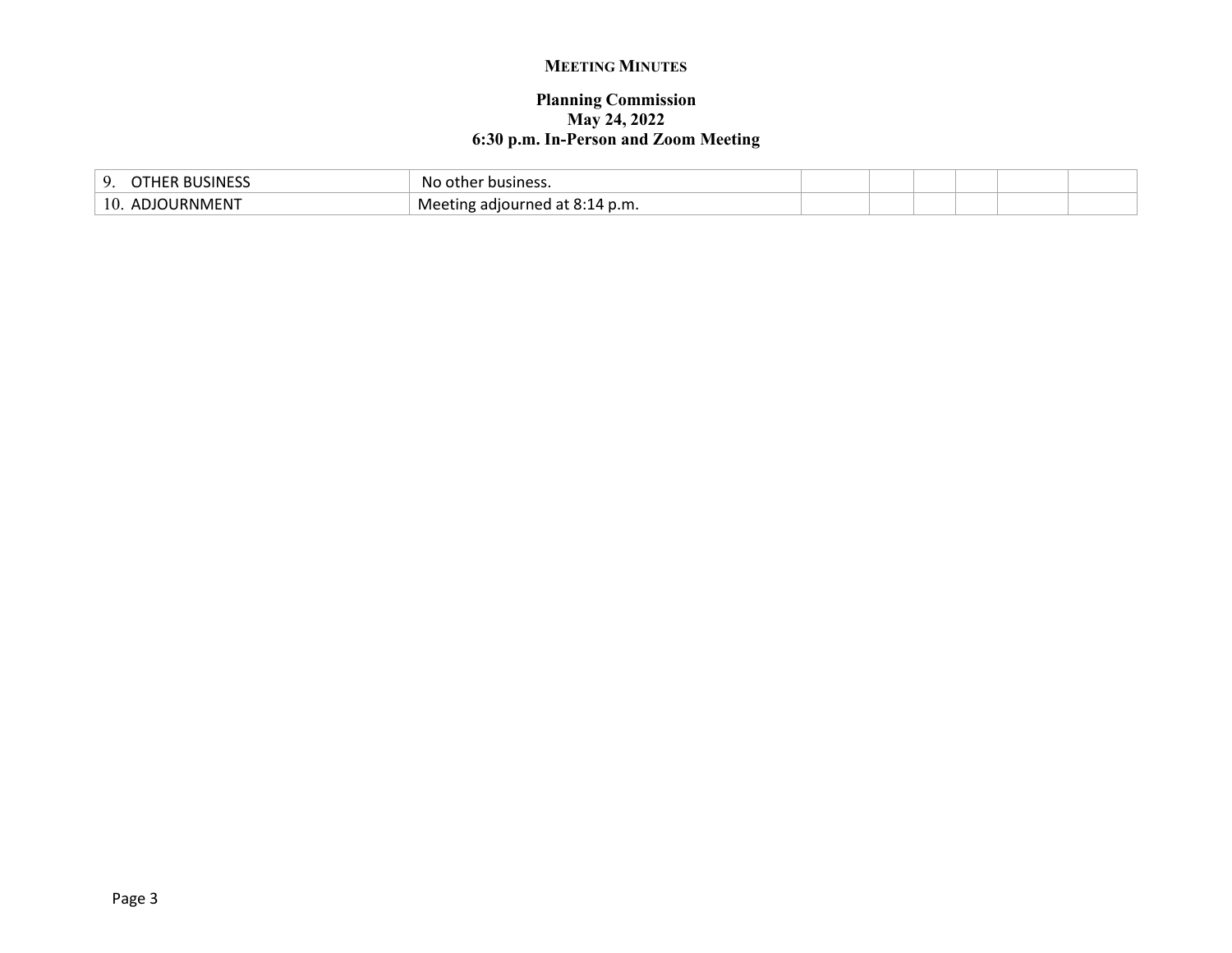**MEETING MINUTES**

**Planning Commission**
**May 24, 2022**
**6:30 p.m. In-Person and Zoom Meeting**

| | | | | | | | |
|---|---|---|---|---|---|---|---|
| 9. OTHER BUSINESS | No other business. | | | | | | |
| 10. ADJOURNMENT | Meeting adjourned at 8:14 p.m. | | | | | | |